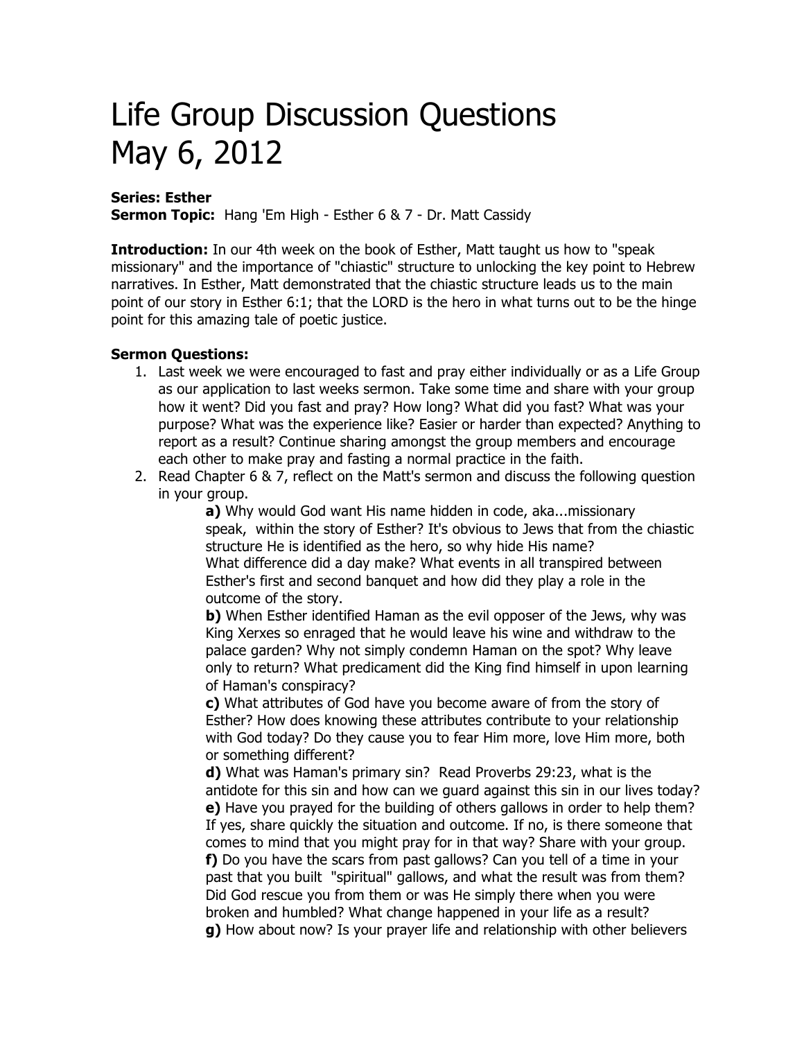# Life Group Discussion Questions May 6, 2012

**Series: Esther**
**Sermon Topic:** Hang 'Em High - Esther 6 & 7 - Dr. Matt Cassidy

**Introduction:** In our 4th week on the book of Esther, Matt taught us how to "speak missionary" and the importance of "chiastic" structure to unlocking the key point to Hebrew narratives. In Esther, Matt demonstrated that the chiastic structure leads us to the main point of our story in Esther 6:1; that the LORD is the hero in what turns out to be the hinge point for this amazing tale of poetic justice.

**Sermon Questions:**

1. Last week we were encouraged to fast and pray either individually or as a Life Group as our application to last weeks sermon. Take some time and share with your group how it went? Did you fast and pray? How long? What did you fast? What was your purpose? What was the experience like? Easier or harder than expected? Anything to report as a result? Continue sharing amongst the group members and encourage each other to make pray and fasting a normal practice in the faith.
2. Read Chapter 6 & 7, reflect on the Matt's sermon and discuss the following question in your group.

   **a)** Why would God want His name hidden in code, aka...missionary speak, within the story of Esther? It's obvious to Jews that from the chiastic structure He is identified as the hero, so why hide His name? What difference did a day make? What events in all transpired between Esther's first and second banquet and how did they play a role in the outcome of the story.

   **b)** When Esther identified Haman as the evil opposer of the Jews, why was King Xerxes so enraged that he would leave his wine and withdraw to the palace garden? Why not simply condemn Haman on the spot? Why leave only to return? What predicament did the King find himself in upon learning of Haman's conspiracy?

   **c)** What attributes of God have you become aware of from the story of Esther? How does knowing these attributes contribute to your relationship with God today? Do they cause you to fear Him more, love Him more, both or something different?

   **d)** What was Haman's primary sin? Read Proverbs 29:23, what is the antidote for this sin and how can we guard against this sin in our lives today?

   **e)** Have you prayed for the building of others gallows in order to help them? If yes, share quickly the situation and outcome. If no, is there someone that comes to mind that you might pray for in that way? Share with your group.

   **f)** Do you have the scars from past gallows? Can you tell of a time in your past that you built "spiritual" gallows, and what the result was from them? Did God rescue you from them or was He simply there when you were broken and humbled? What change happened in your life as a result?

   **g)** How about now? Is your prayer life and relationship with other believers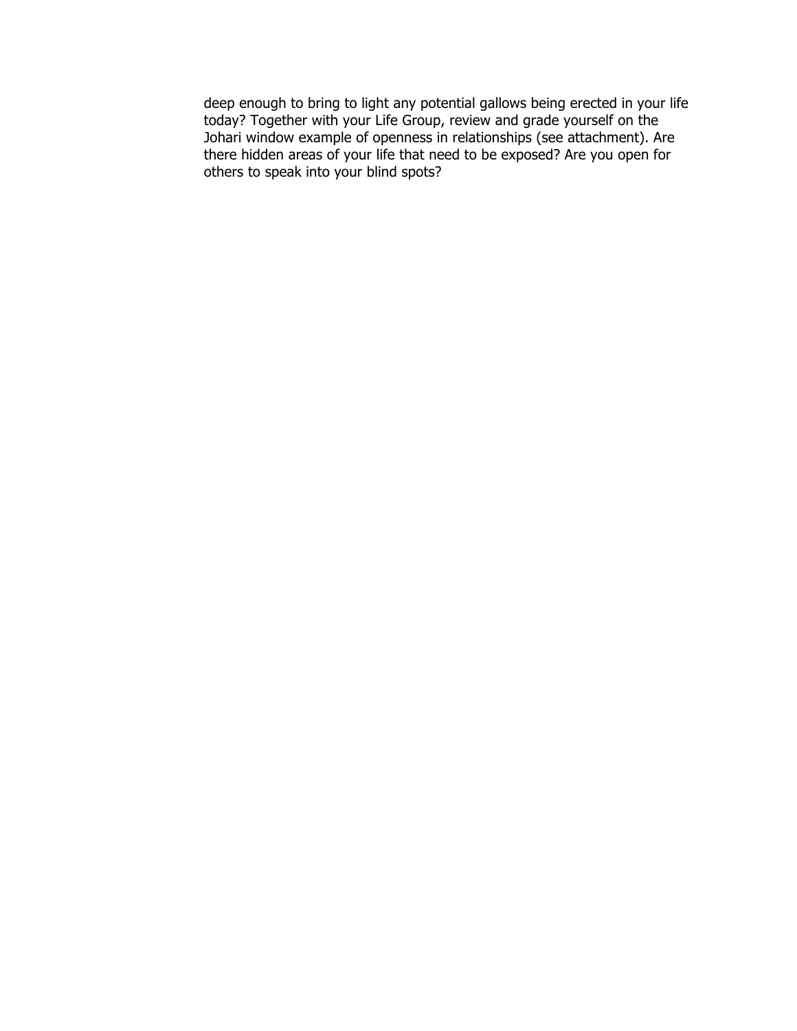deep enough to bring to light any potential gallows being erected in your life today? Together with your Life Group, review and grade yourself on the Johari window example of openness in relationships (see attachment). Are there hidden areas of your life that need to be exposed? Are you open for others to speak into your blind spots?